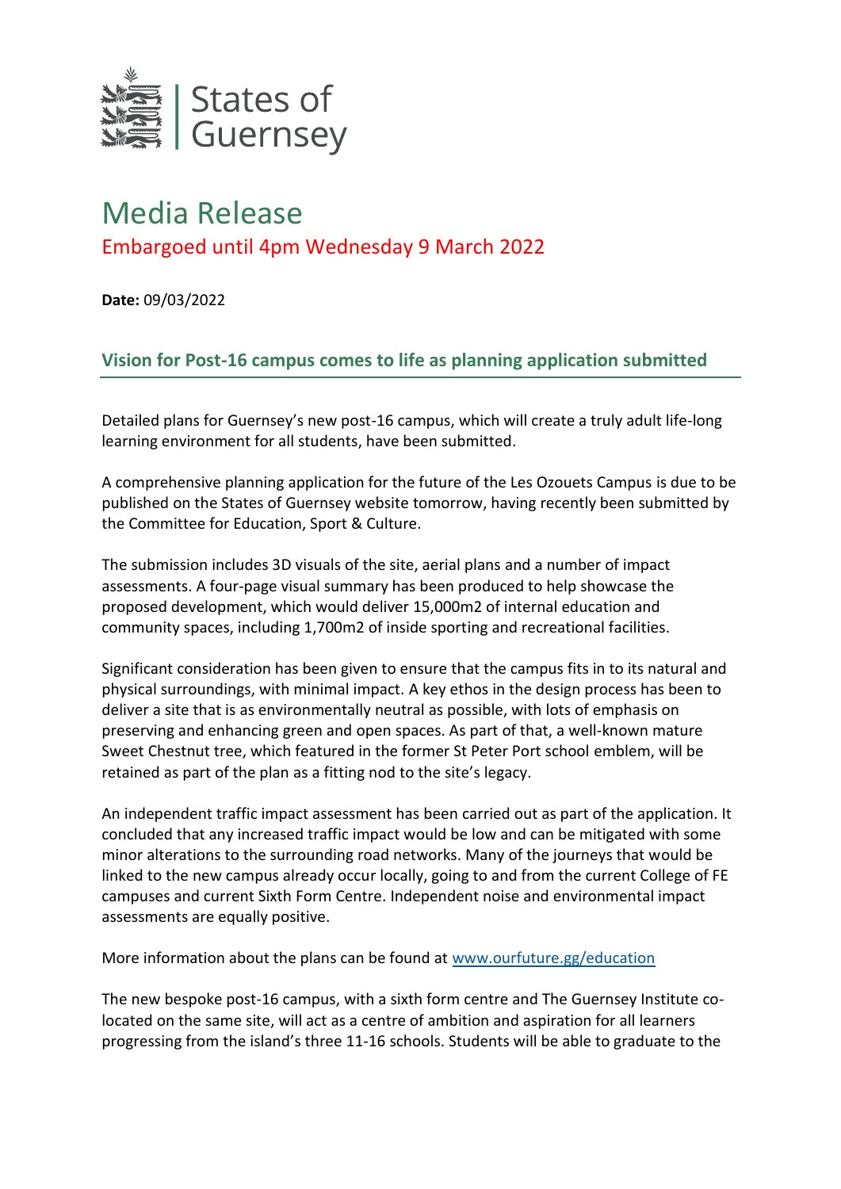States of Guernsey

# Media Release

## Embargoed until 4pm Wednesday 9 March 2022

**Date:** 09/03/2022

### Vision for Post-16 campus comes to life as planning application submitted

Detailed plans for Guernsey's new post-16 campus, which will create a truly adult life-long learning environment for all students, have been submitted.

A comprehensive planning application for the future of the Les Ozouets Campus is due to be published on the States of Guernsey website tomorrow, having recently been submitted by the Committee for Education, Sport & Culture.

The submission includes 3D visuals of the site, aerial plans and a number of impact assessments. A four-page visual summary has been produced to help showcase the proposed development, which would deliver 15,000m2 of internal education and community spaces, including 1,700m2 of inside sporting and recreational facilities.

Significant consideration has been given to ensure that the campus fits in to its natural and physical surroundings, with minimal impact. A key ethos in the design process has been to deliver a site that is as environmentally neutral as possible, with lots of emphasis on preserving and enhancing green and open spaces. As part of that, a well-known mature Sweet Chestnut tree, which featured in the former St Peter Port school emblem, will be retained as part of the plan as a fitting nod to the site's legacy.

An independent traffic impact assessment has been carried out as part of the application. It concluded that any increased traffic impact would be low and can be mitigated with some minor alterations to the surrounding road networks. Many of the journeys that would be linked to the new campus already occur locally, going to and from the current College of FE campuses and current Sixth Form Centre. Independent noise and environmental impact assessments are equally positive.

More information about the plans can be found at [www.ourfuture.gg/education](www.ourfuture.gg/education)

The new bespoke post-16 campus, with a sixth form centre and The Guernsey Institute co-located on the same site, will act as a centre of ambition and aspiration for all learners progressing from the island's three 11-16 schools. Students will be able to graduate to the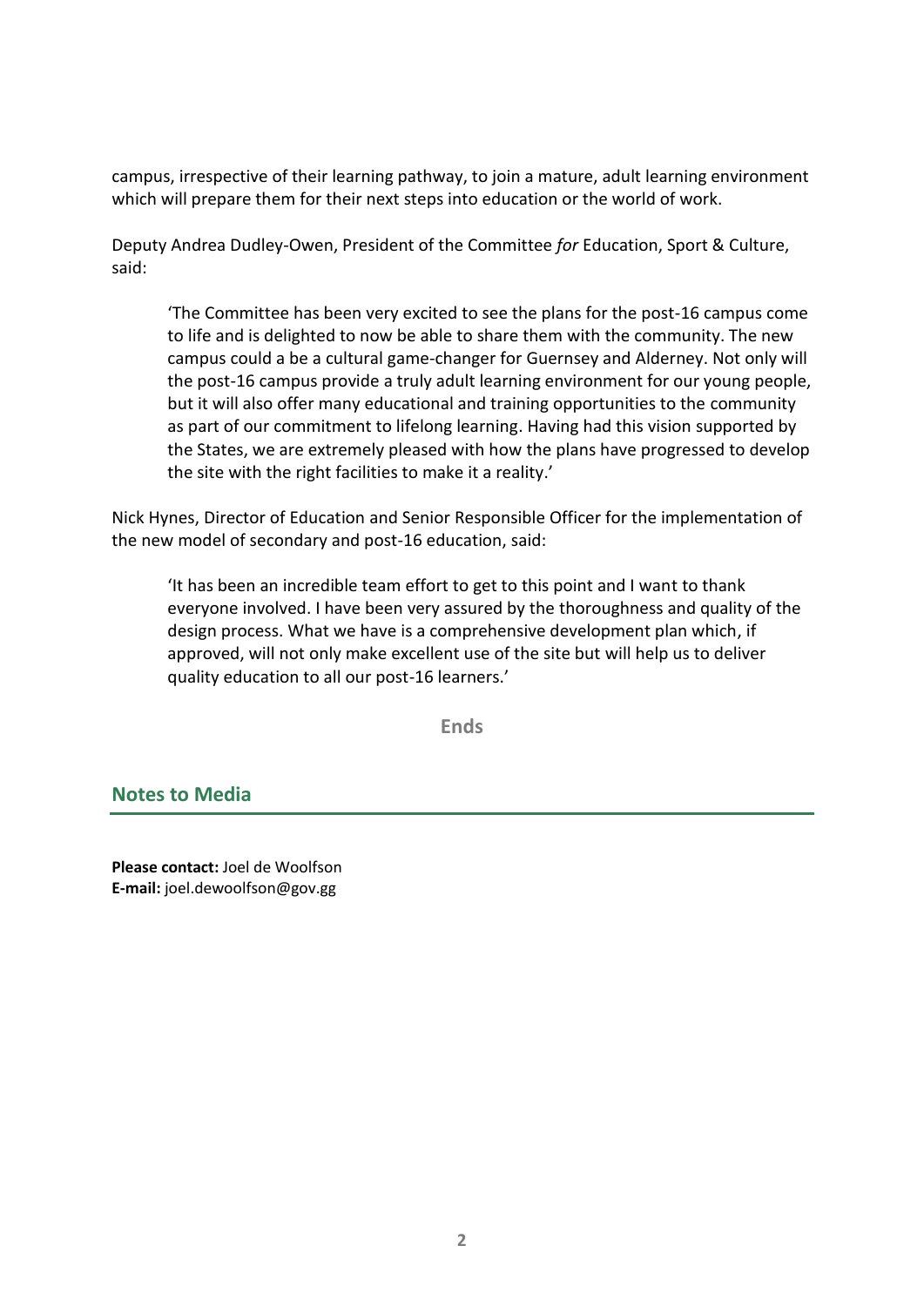campus, irrespective of their learning pathway, to join a mature, adult learning environment which will prepare them for their next steps into education or the world of work.

Deputy Andrea Dudley-Owen, President of the Committee *for* Education, Sport & Culture, said:

> 'The Committee has been very excited to see the plans for the post-16 campus come to life and is delighted to now be able to share them with the community. The new campus could a be a cultural game-changer for Guernsey and Alderney. Not only will the post-16 campus provide a truly adult learning environment for our young people, but it will also offer many educational and training opportunities to the community as part of our commitment to lifelong learning. Having had this vision supported by the States, we are extremely pleased with how the plans have progressed to develop the site with the right facilities to make it a reality.'

Nick Hynes, Director of Education and Senior Responsible Officer for the implementation of the new model of secondary and post-16 education, said:

> 'It has been an incredible team effort to get to this point and I want to thank everyone involved. I have been very assured by the thoroughness and quality of the design process. What we have is a comprehensive development plan which, if approved, will not only make excellent use of the site but will help us to deliver quality education to all our post-16 learners.'

**Ends**

## Notes to Media

**Please contact:** Joel de Woolfson
**E-mail:** joel.dewoolfson@gov.gg